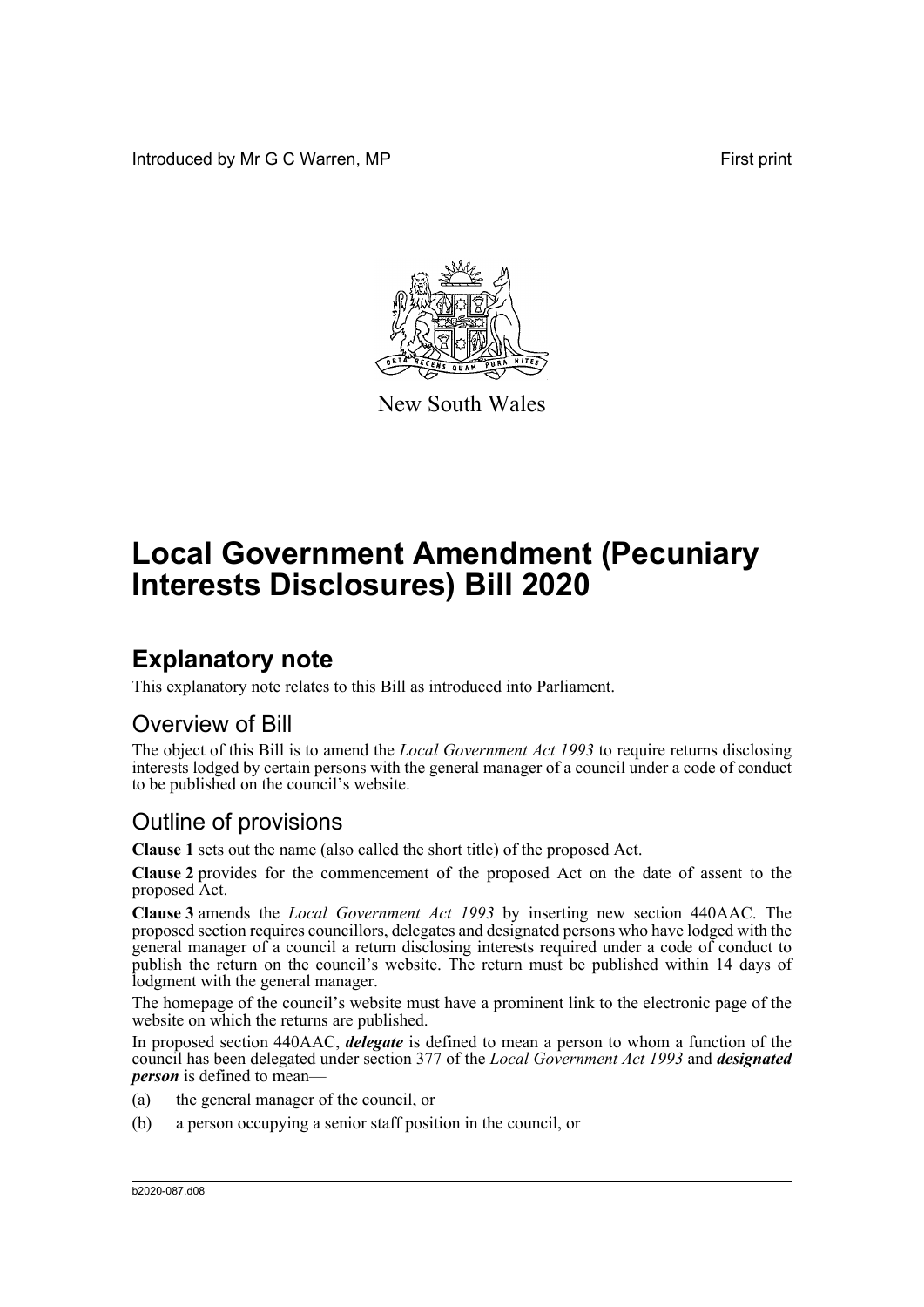Introduced by Mr G C Warren, MP

First print

New South Wales

# Local Government Amendment (Pecuniary Interests Disclosures) Bill 2020

## Explanatory note

This explanatory note relates to this Bill as introduced into Parliament.

### Overview of Bill

The object of this Bill is to amend the *Local Government Act 1993* to require returns disclosing interests lodged by certain persons with the general manager of a council under a code of conduct to be published on the council's website.

### Outline of provisions

**Clause 1** sets out the name (also called the short title) of the proposed Act.

**Clause 2** provides for the commencement of the proposed Act on the date of assent to the proposed Act.

**Clause 3** amends the *Local Government Act 1993* by inserting new section 440AAC. The proposed section requires councillors, delegates and designated persons who have lodged with the general manager of a council a return disclosing interests required under a code of conduct to publish the return on the council's website. The return must be published within 14 days of lodgment with the general manager.

The homepage of the council's website must have a prominent link to the electronic page of the website on which the returns are published.

In proposed section 440AAC, ***delegate*** is defined to mean a person to whom a function of the council has been delegated under section 377 of the *Local Government Act 1993* and ***designated person*** is defined to mean—

(a) the general manager of the council, or

(b) a person occupying a senior staff position in the council, or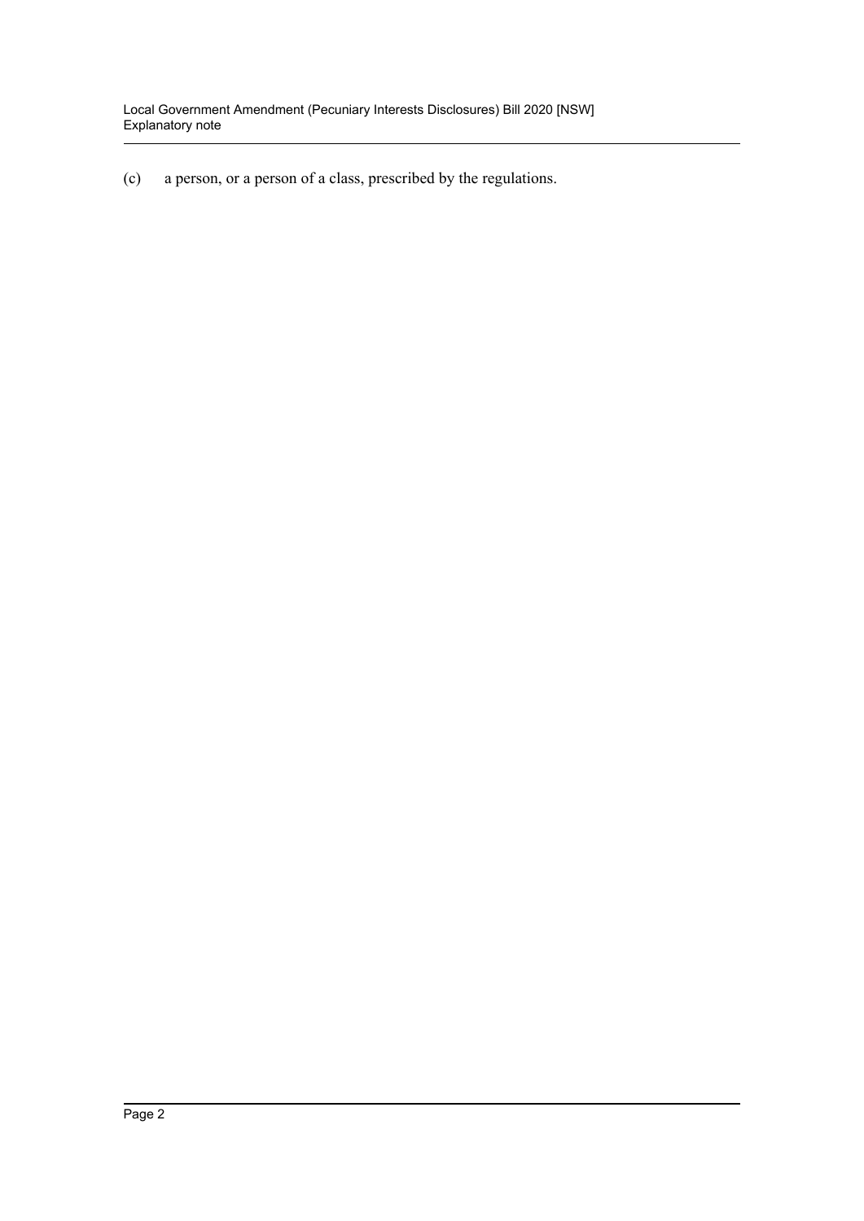(c) a person, or a person of a class, prescribed by the regulations.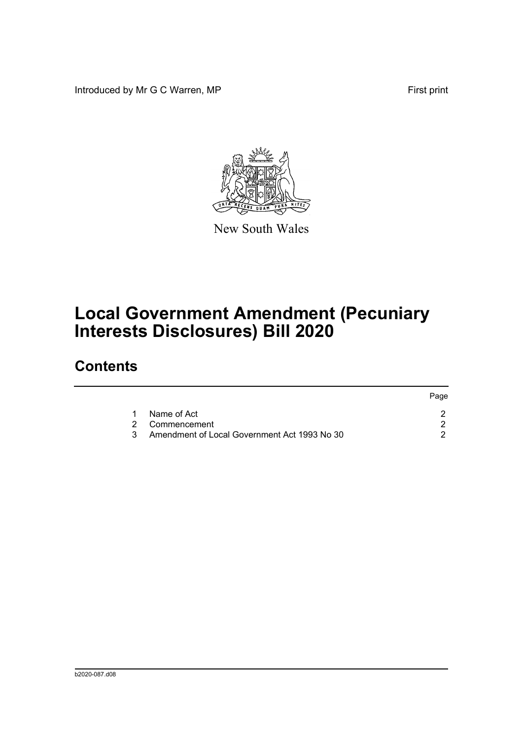Introduced by Mr G C Warren, MP

First print

New South Wales

# Local Government Amendment (Pecuniary Interests Disclosures) Bill 2020

## Contents

| | | Page |
|---|---|---|
| 1 | Name of Act | 2 |
| 2 | Commencement | 2 |
| 3 | Amendment of Local Government Act 1993 No 30 | 2 |

b2020-087.d08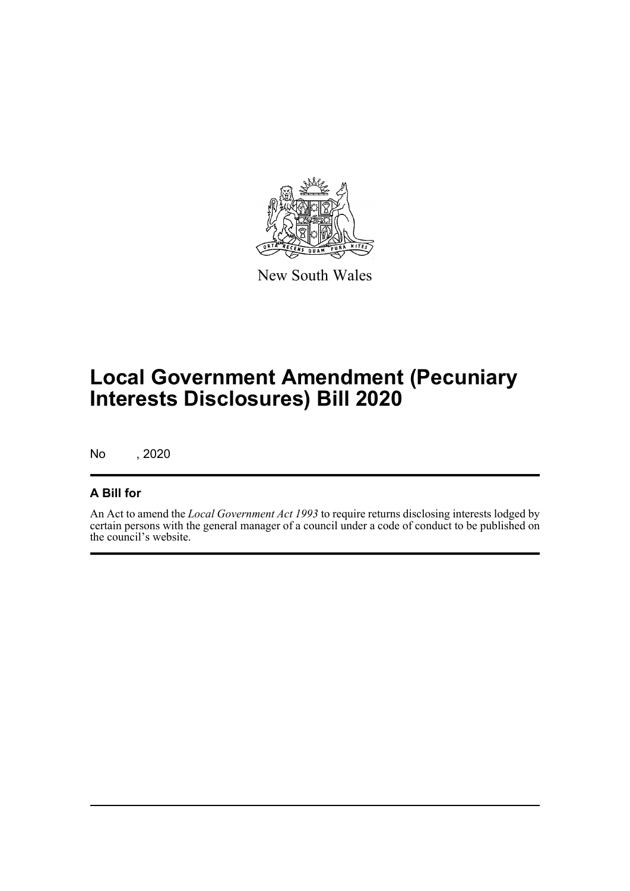New South Wales

# Local Government Amendment (Pecuniary Interests Disclosures) Bill 2020

No , 2020

## A Bill for

An Act to amend the *Local Government Act 1993* to require returns disclosing interests lodged by certain persons with the general manager of a council under a code of conduct to be published on the council's website.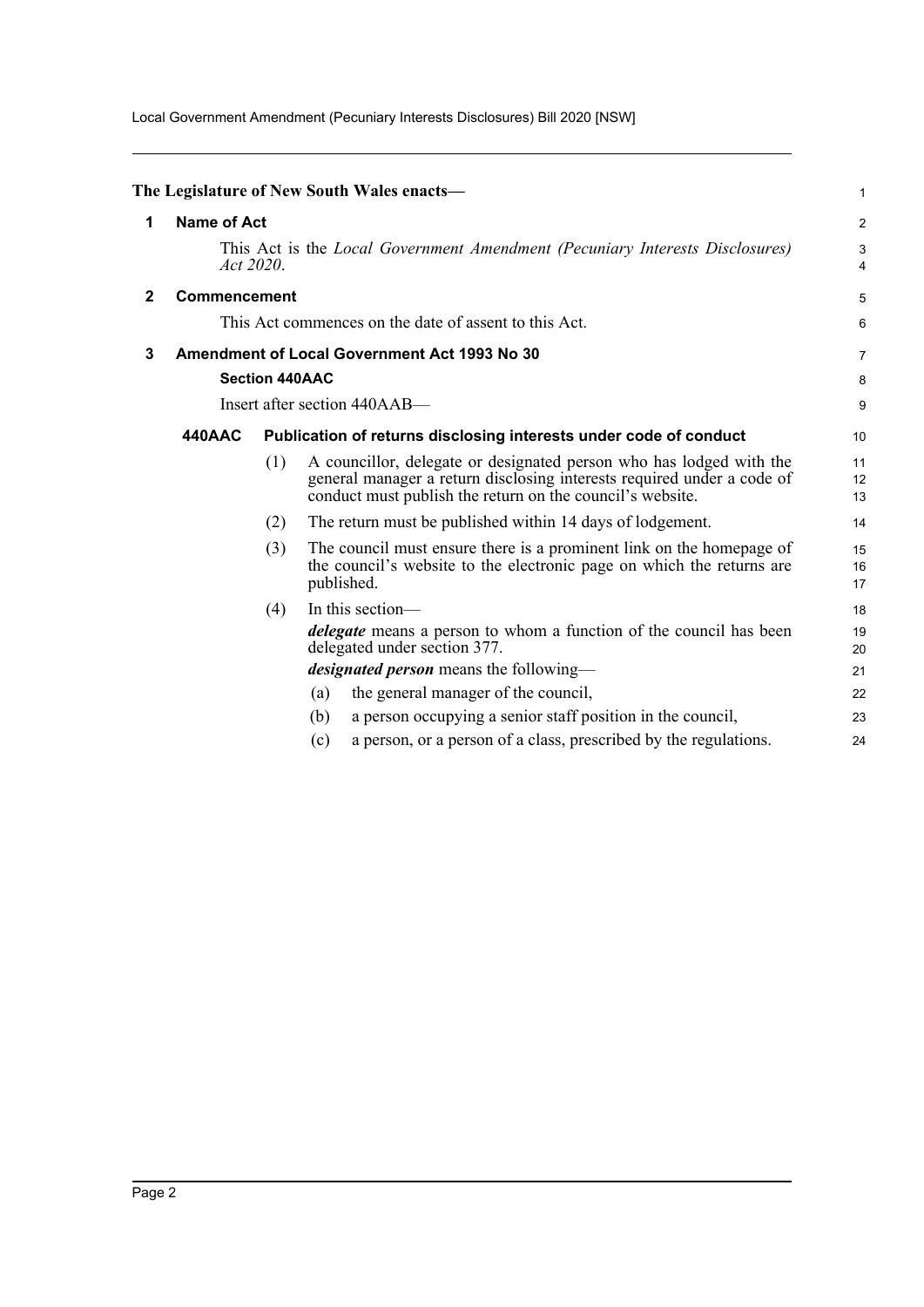The Legislature of New South Wales enacts—

## 1 Name of Act

This Act is the *Local Government Amendment (Pecuniary Interests Disclosures) Act 2020*.

## 2 Commencement

This Act commences on the date of assent to this Act.

## 3 Amendment of Local Government Act 1993 No 30

### Section 440AAC

Insert after section 440AAB—

### 440AAC Publication of returns disclosing interests under code of conduct

(1) A councillor, delegate or designated person who has lodged with the general manager a return disclosing interests required under a code of conduct must publish the return on the council's website.

(2) The return must be published within 14 days of lodgement.

(3) The council must ensure there is a prominent link on the homepage of the council's website to the electronic page on which the returns are published.

(4) In this section—

***delegate*** means a person to whom a function of the council has been delegated under section 377.

***designated person*** means the following—

(a) the general manager of the council,

(b) a person occupying a senior staff position in the council,

(c) a person, or a person of a class, prescribed by the regulations.